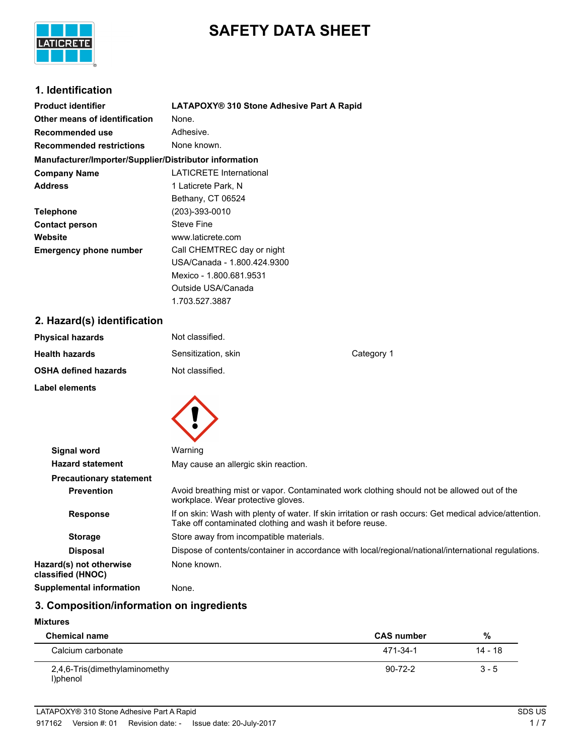# SAFETY DATA SHEET

## 1. Identification

| | |
|---|---|
| **Product identifier** | **LATAPOXY® 310 Stone Adhesive Part A Rapid** |
| **Other means of identification** | None. |
| **Recommended use** | Adhesive. |
| **Recommended restrictions** | None known. |

**Manufacturer/Importer/Supplier/Distributor information**

| | |
|---|---|
| **Company Name** | LATICRETE International |
| **Address** | 1 Laticrete Park, N<br>Bethany, CT 06524 |
| **Telephone** | (203)-393-0010 |
| **Contact person** | Steve Fine |
| **Website** | www.laticrete.com |
| **Emergency phone number** | Call CHEMTREC day or night<br>USA/Canada - 1.800.424.9300<br>Mexico - 1.800.681.9531<br>Outside USA/Canada<br>1.703.527.3887 |

## 2. Hazard(s) identification

| | | |
|---|---|---|
| **Physical hazards** | Not classified. | |
| **Health hazards** | Sensitization, skin | Category 1 |
| **OSHA defined hazards** | Not classified. | |

**Label elements**

| | |
|---|---|
| **Signal word** | Warning |
| **Hazard statement** | May cause an allergic skin reaction. |

**Precautionary statement**

| | |
|---|---|
| **Prevention** | Avoid breathing mist or vapor. Contaminated work clothing should not be allowed out of the workplace. Wear protective gloves. |
| **Response** | If on skin: Wash with plenty of water. If skin irritation or rash occurs: Get medical advice/attention. Take off contaminated clothing and wash it before reuse. |
| **Storage** | Store away from incompatible materials. |
| **Disposal** | Dispose of contents/container in accordance with local/regional/national/international regulations. |
| **Hazard(s) not otherwise classified (HNOC)** | None known. |
| **Supplemental information** | None. |

## 3. Composition/information on ingredients

**Mixtures**

| Chemical name | CAS number | % |
|---|---|---|
| Calcium carbonate | 471-34-1 | 14 - 18 |
| 2,4,6-Tris(dimethylaminomethyl)phenol | 90-72-2 | 3 - 5 |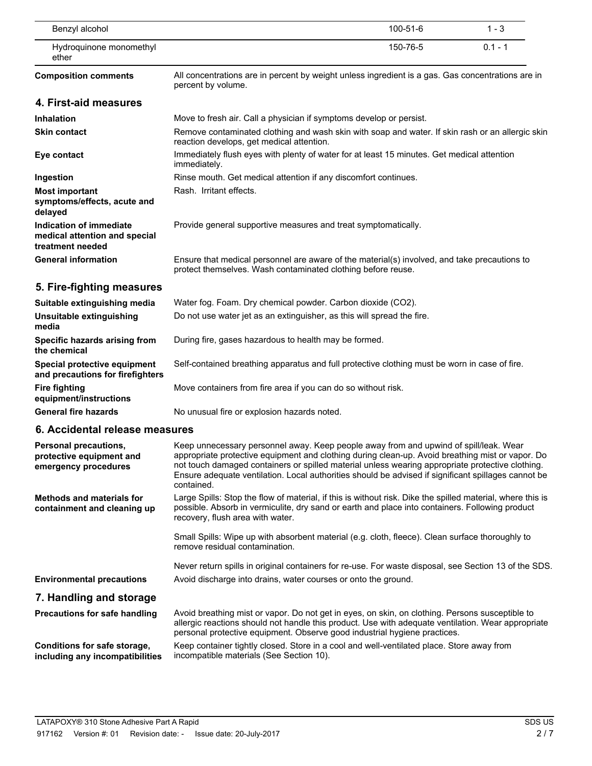| | | |
|---|---|---|
| Benzyl alcohol | 100-51-6 | 1 - 3 |
| Hydroquinone monomethyl ether | 150-76-5 | 0.1 - 1 |

**Composition comments** All concentrations are in percent by weight unless ingredient is a gas. Gas concentrations are in percent by volume.

## 4. First-aid measures

**Inhalation** Move to fresh air. Call a physician if symptoms develop or persist.

**Skin contact** Remove contaminated clothing and wash skin with soap and water. If skin rash or an allergic skin reaction develops, get medical attention.

**Eye contact** Immediately flush eyes with plenty of water for at least 15 minutes. Get medical attention immediately.

**Ingestion** Rinse mouth. Get medical attention if any discomfort continues.

**Most important symptoms/effects, acute and delayed** Rash. Irritant effects.

**Indication of immediate medical attention and special treatment needed** Provide general supportive measures and treat symptomatically.

**General information** Ensure that medical personnel are aware of the material(s) involved, and take precautions to protect themselves. Wash contaminated clothing before reuse.

## 5. Fire-fighting measures

**Suitable extinguishing media** Water fog. Foam. Dry chemical powder. Carbon dioxide ($CO_2$).

**Unsuitable extinguishing media** Do not use water jet as an extinguisher, as this will spread the fire.

**Specific hazards arising from the chemical** During fire, gases hazardous to health may be formed.

**Special protective equipment and precautions for firefighters** Self-contained breathing apparatus and full protective clothing must be worn in case of fire.

**Fire fighting equipment/instructions** Move containers from fire area if you can do so without risk.

**General fire hazards** No unusual fire or explosion hazards noted.

## 6. Accidental release measures

**Personal precautions, protective equipment and emergency procedures** Keep unnecessary personnel away. Keep people away from and upwind of spill/leak. Wear appropriate protective equipment and clothing during clean-up. Avoid breathing mist or vapor. Do not touch damaged containers or spilled material unless wearing appropriate protective clothing. Ensure adequate ventilation. Local authorities should be advised if significant spillages cannot be contained.

**Methods and materials for containment and cleaning up** Large Spills: Stop the flow of material, if this is without risk. Dike the spilled material, where this is possible. Absorb in vermiculite, dry sand or earth and place into containers. Following product recovery, flush area with water.

Small Spills: Wipe up with absorbent material (e.g. cloth, fleece). Clean surface thoroughly to remove residual contamination.

Never return spills in original containers for re-use. For waste disposal, see Section 13 of the SDS.

**Environmental precautions** Avoid discharge into drains, water courses or onto the ground.

## 7. Handling and storage

**Precautions for safe handling** Avoid breathing mist or vapor. Do not get in eyes, on skin, on clothing. Persons susceptible to allergic reactions should not handle this product. Use with adequate ventilation. Wear appropriate personal protective equipment. Observe good industrial hygiene practices.

**Conditions for safe storage, including any incompatibilities** Keep container tightly closed. Store in a cool and well-ventilated place. Store away from incompatible materials (See Section 10).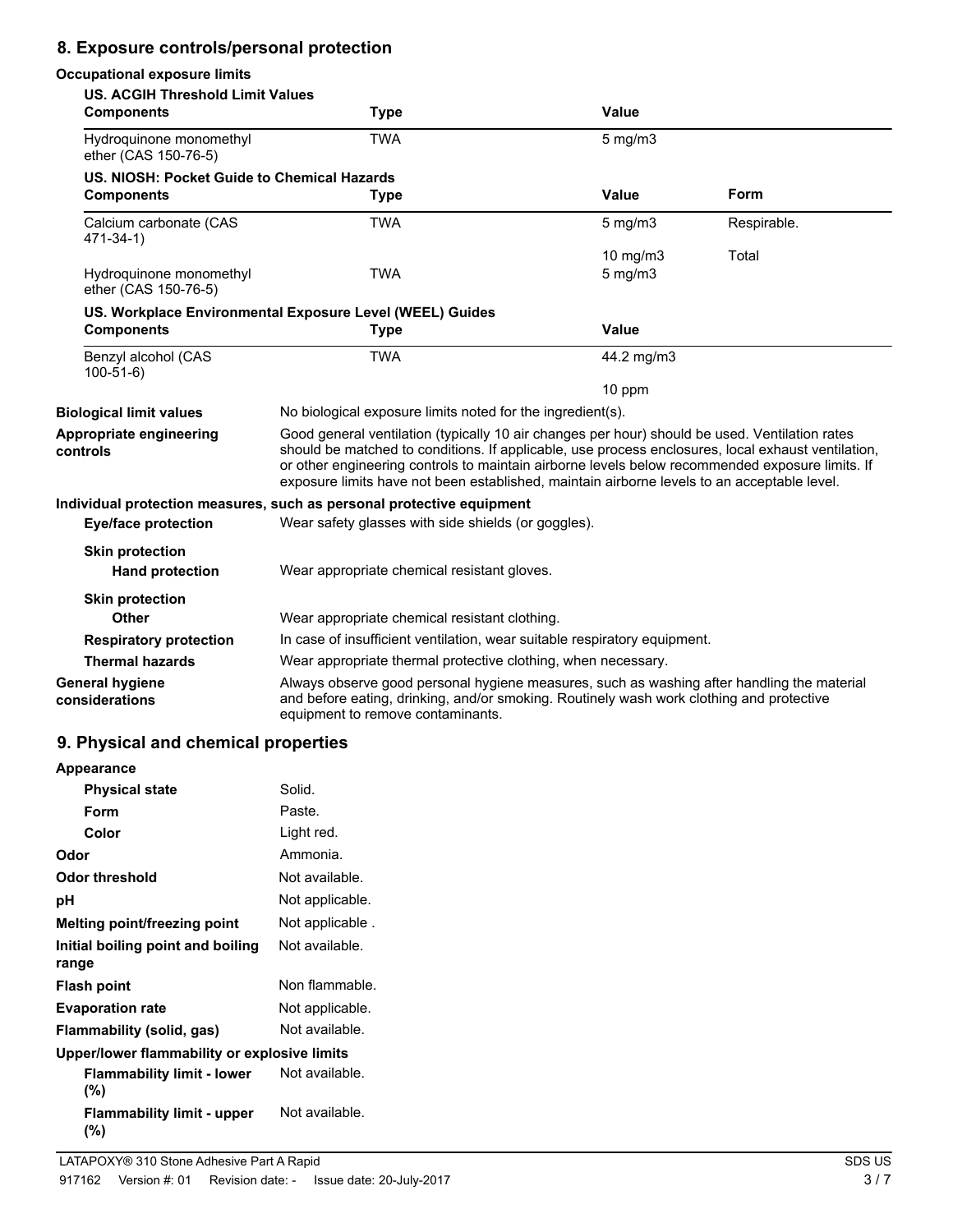## 8. Exposure controls/personal protection

**Occupational exposure limits**

**US. ACGIH Threshold Limit Values**

| Components | Type | Value |
|---|---|---|
| Hydroquinone monomethyl ether (CAS 150-76-5) | TWA | 5 mg/m3 |

**US. NIOSH: Pocket Guide to Chemical Hazards**

| Components | Type | Value | Form |
|---|---|---|---|
| Calcium carbonate (CAS 471-34-1) | TWA | 5 mg/m3 | Respirable. |
| | | 10 mg/m3 | Total |
| Hydroquinone monomethyl ether (CAS 150-76-5) | TWA | 5 mg/m3 | |

**US. Workplace Environmental Exposure Level (WEEL) Guides**

| Components | Type | Value |
|---|---|---|
| Benzyl alcohol (CAS 100-51-6) | TWA | 44.2 mg/m3 |
| | | 10 ppm |

**Biological limit values** No biological exposure limits noted for the ingredient(s).

**Appropriate engineering controls** Good general ventilation (typically 10 air changes per hour) should be used. Ventilation rates should be matched to conditions. If applicable, use process enclosures, local exhaust ventilation, or other engineering controls to maintain airborne levels below recommended exposure limits. If exposure limits have not been established, maintain airborne levels to an acceptable level.

**Individual protection measures, such as personal protective equipment**

**Eye/face protection** Wear safety glasses with side shields (or goggles).

**Skin protection**

**Hand protection** Wear appropriate chemical resistant gloves.

**Skin protection**

**Other** Wear appropriate chemical resistant clothing.

**Respiratory protection** In case of insufficient ventilation, wear suitable respiratory equipment.

**Thermal hazards** Wear appropriate thermal protective clothing, when necessary.

**General hygiene considerations** Always observe good personal hygiene measures, such as washing after handling the material and before eating, drinking, and/or smoking. Routinely wash work clothing and protective equipment to remove contaminants.

## 9. Physical and chemical properties

**Appearance**

**Physical state** Solid.

**Form** Paste.

**Color** Light red.

**Odor** Ammonia.

**Odor threshold** Not available.

**pH** Not applicable.

**Melting point/freezing point** Not applicable .

**Initial boiling point and boiling range** Not available.

**Flash point** Non flammable.

**Evaporation rate** Not applicable.

**Flammability (solid, gas)** Not available.

**Upper/lower flammability or explosive limits**

**Flammability limit - lower (%)** Not available.

**Flammability limit - upper (%)** Not available.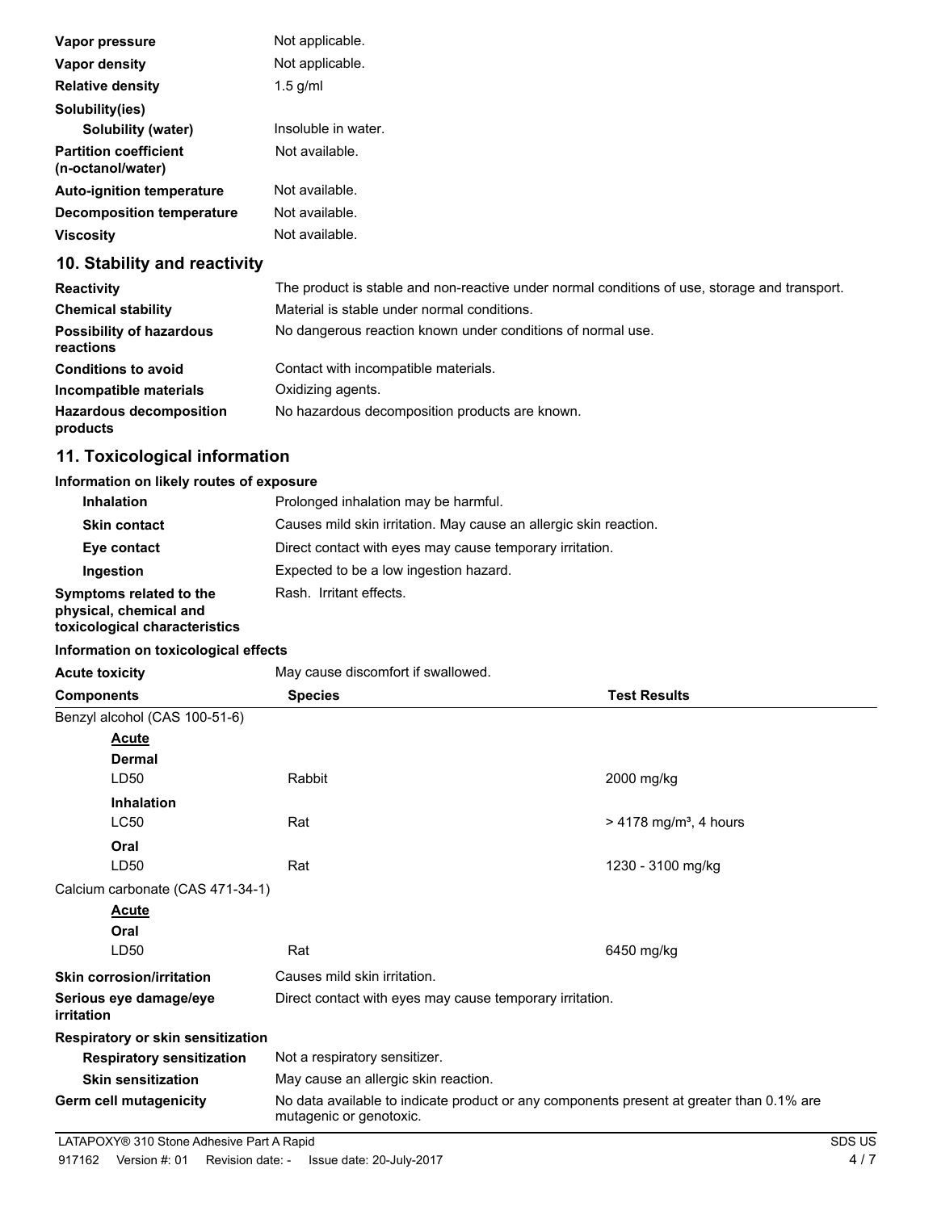| | |
|---|---|
| **Vapor pressure** | Not applicable. |
| **Vapor density** | Not applicable. |
| **Relative density** | 1.5 g/ml |
| **Solubility(ies)** | |
| **Solubility (water)** | Insoluble in water. |
| **Partition coefficient (n-octanol/water)** | Not available. |
| **Auto-ignition temperature** | Not available. |
| **Decomposition temperature** | Not available. |
| **Viscosity** | Not available. |

## 10. Stability and reactivity

| | |
|---|---|
| **Reactivity** | The product is stable and non-reactive under normal conditions of use, storage and transport. |
| **Chemical stability** | Material is stable under normal conditions. |
| **Possibility of hazardous reactions** | No dangerous reaction known under conditions of normal use. |
| **Conditions to avoid** | Contact with incompatible materials. |
| **Incompatible materials** | Oxidizing agents. |
| **Hazardous decomposition products** | No hazardous decomposition products are known. |

## 11. Toxicological information

**Information on likely routes of exposure**

| | |
|---|---|
| **Inhalation** | Prolonged inhalation may be harmful. |
| **Skin contact** | Causes mild skin irritation. May cause an allergic skin reaction. |
| **Eye contact** | Direct contact with eyes may cause temporary irritation. |
| **Ingestion** | Expected to be a low ingestion hazard. |
| **Symptoms related to the physical, chemical and toxicological characteristics** | Rash. Irritant effects. |

**Information on toxicological effects**

**Acute toxicity** May cause discomfort if swallowed.

| Components | Species | Test Results |
|---|---|---|
| Benzyl alcohol (CAS 100-51-6) | | |
| **Acute** | | |
| **Dermal** | | |
| LD50 | Rabbit | 2000 mg/kg |
| **Inhalation** | | |
| LC50 | Rat | > 4178 mg/m³, 4 hours |
| **Oral** | | |
| LD50 | Rat | 1230 - 3100 mg/kg |
| Calcium carbonate (CAS 471-34-1) | | |
| **Acute** | | |
| **Oral** | | |
| LD50 | Rat | 6450 mg/kg |

| | |
|---|---|
| **Skin corrosion/irritation** | Causes mild skin irritation. |
| **Serious eye damage/eye irritation** | Direct contact with eyes may cause temporary irritation. |
| **Respiratory or skin sensitization** | |
| **Respiratory sensitization** | Not a respiratory sensitizer. |
| **Skin sensitization** | May cause an allergic skin reaction. |
| **Germ cell mutagenicity** | No data available to indicate product or any components present at greater than 0.1% are mutagenic or genotoxic. |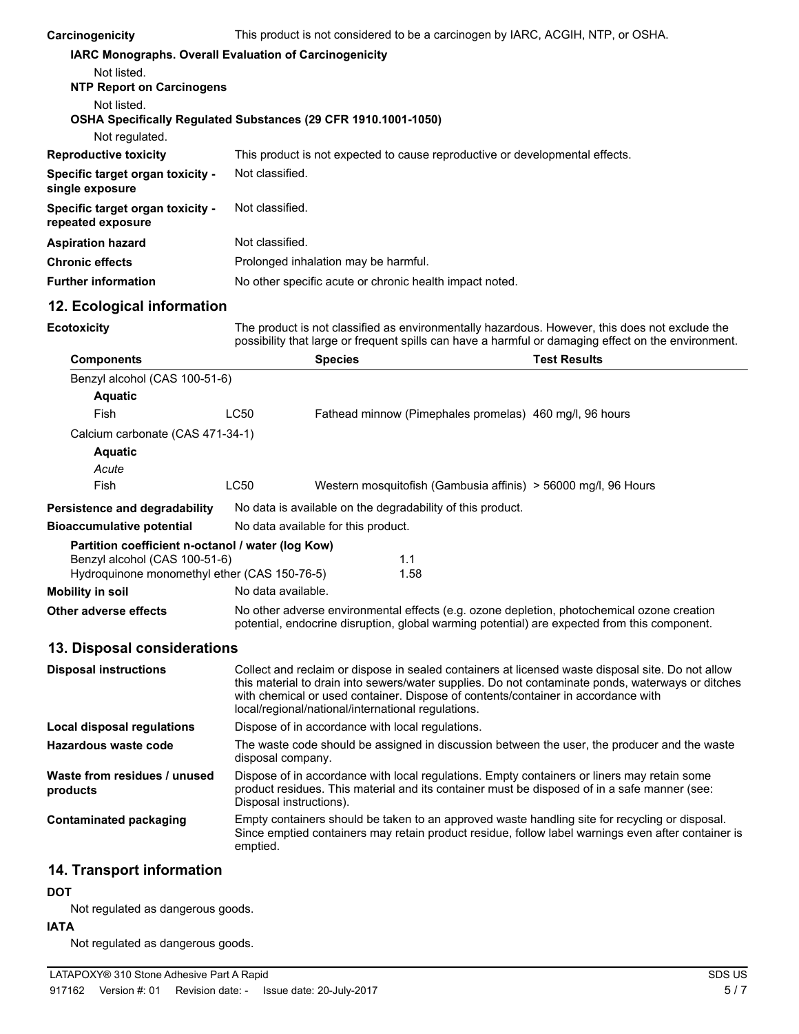| | |
|---|---|
| **Carcinogenicity** | This product is not considered to be a carcinogen by IARC, ACGIH, NTP, or OSHA. |

**IARC Monographs. Overall Evaluation of Carcinogenicity**

Not listed.

**NTP Report on Carcinogens**

Not listed.

**OSHA Specifically Regulated Substances (29 CFR 1910.1001-1050)**

Not regulated.

| | |
|---|---|
| **Reproductive toxicity** | This product is not expected to cause reproductive or developmental effects. |
| **Specific target organ toxicity - single exposure** | Not classified. |
| **Specific target organ toxicity - repeated exposure** | Not classified. |
| **Aspiration hazard** | Not classified. |
| **Chronic effects** | Prolonged inhalation may be harmful. |
| **Further information** | No other specific acute or chronic health impact noted. |

## 12. Ecological information

**Ecotoxicity** The product is not classified as environmentally hazardous. However, this does not exclude the possibility that large or frequent spills can have a harmful or damaging effect on the environment.

| Components | | Species | Test Results |
|---|---|---|---|
| Benzyl alcohol (CAS 100-51-6) | | | |
| **Aquatic** | | | |
| Fish | LC50 | Fathead minnow (Pimephales promelas) | 460 mg/l, 96 hours |
| Calcium carbonate (CAS 471-34-1) | | | |
| **Aquatic** | | | |
| *Acute* | | | |
| Fish | LC50 | Western mosquitofish (Gambusia affinis) | > 56000 mg/l, 96 Hours |

| | |
|---|---|
| **Persistence and degradability** | No data is available on the degradability of this product. |
| **Bioaccumulative potential** | No data available for this product. |

**Partition coefficient n-octanol / water (log Kow)**

| | |
|---|---|
| Benzyl alcohol (CAS 100-51-6) | 1.1 |
| Hydroquinone monomethyl ether (CAS 150-76-5) | 1.58 |

| | |
|---|---|
| **Mobility in soil** | No data available. |
| **Other adverse effects** | No other adverse environmental effects (e.g. ozone depletion, photochemical ozone creation potential, endocrine disruption, global warming potential) are expected from this component. |

## 13. Disposal considerations

| | |
|---|---|
| **Disposal instructions** | Collect and reclaim or dispose in sealed containers at licensed waste disposal site. Do not allow this material to drain into sewers/water supplies. Do not contaminate ponds, waterways or ditches with chemical or used container. Dispose of contents/container in accordance with local/regional/national/international regulations. |
| **Local disposal regulations** | Dispose of in accordance with local regulations. |
| **Hazardous waste code** | The waste code should be assigned in discussion between the user, the producer and the waste disposal company. |
| **Waste from residues / unused products** | Dispose of in accordance with local regulations. Empty containers or liners may retain some product residues. This material and its container must be disposed of in a safe manner (see: Disposal instructions). |
| **Contaminated packaging** | Empty containers should be taken to an approved waste handling site for recycling or disposal. Since emptied containers may retain product residue, follow label warnings even after container is emptied. |

## 14. Transport information

**DOT**

Not regulated as dangerous goods.

**IATA**

Not regulated as dangerous goods.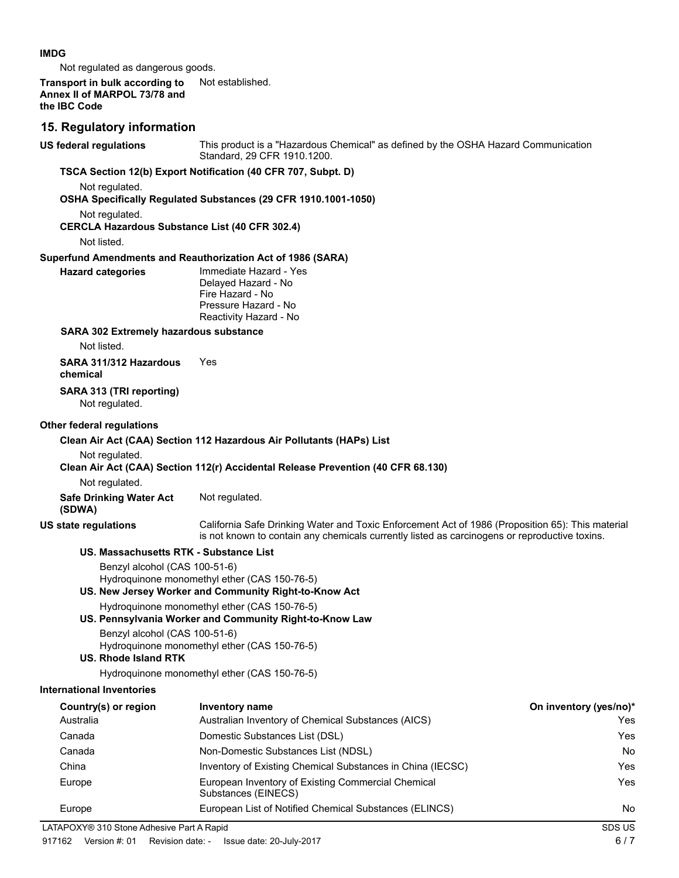**IMDG**

Not regulated as dangerous goods.

**Transport in bulk according to Annex II of MARPOL 73/78 and the IBC Code** Not established.

## 15. Regulatory information

**US federal regulations** This product is a "Hazardous Chemical" as defined by the OSHA Hazard Communication Standard, 29 CFR 1910.1200.

**TSCA Section 12(b) Export Notification (40 CFR 707, Subpt. D)**

Not regulated.

**OSHA Specifically Regulated Substances (29 CFR 1910.1001-1050)**

Not regulated.

**CERCLA Hazardous Substance List (40 CFR 302.4)**

Not listed.

**Superfund Amendments and Reauthorization Act of 1986 (SARA)**

**Hazard categories**
Immediate Hazard - Yes
Delayed Hazard - No
Fire Hazard - No
Pressure Hazard - No
Reactivity Hazard - No

**SARA 302 Extremely hazardous substance**

Not listed.

**SARA 311/312 Hazardous chemical** Yes

**SARA 313 (TRI reporting)**

Not regulated.

**Other federal regulations**

**Clean Air Act (CAA) Section 112 Hazardous Air Pollutants (HAPs) List**

Not regulated.

**Clean Air Act (CAA) Section 112(r) Accidental Release Prevention (40 CFR 68.130)**

Not regulated.

**Safe Drinking Water Act (SDWA)** Not regulated.

**US state regulations** California Safe Drinking Water and Toxic Enforcement Act of 1986 (Proposition 65): This material is not known to contain any chemicals currently listed as carcinogens or reproductive toxins.

**US. Massachusetts RTK - Substance List**

Benzyl alcohol (CAS 100-51-6)
Hydroquinone monomethyl ether (CAS 150-76-5)

**US. New Jersey Worker and Community Right-to-Know Act**

Hydroquinone monomethyl ether (CAS 150-76-5)

**US. Pennsylvania Worker and Community Right-to-Know Law**

Benzyl alcohol (CAS 100-51-6)
Hydroquinone monomethyl ether (CAS 150-76-5)

**US. Rhode Island RTK**

Hydroquinone monomethyl ether (CAS 150-76-5)

**International Inventories**

| Country(s) or region | Inventory name | On inventory (yes/no)* |
|---|---|---|
| Australia | Australian Inventory of Chemical Substances (AICS) | Yes |
| Canada | Domestic Substances List (DSL) | Yes |
| Canada | Non-Domestic Substances List (NDSL) | No |
| China | Inventory of Existing Chemical Substances in China (IECSC) | Yes |
| Europe | European Inventory of Existing Commercial Chemical Substances (EINECS) | Yes |
| Europe | European List of Notified Chemical Substances (ELINCS) | No |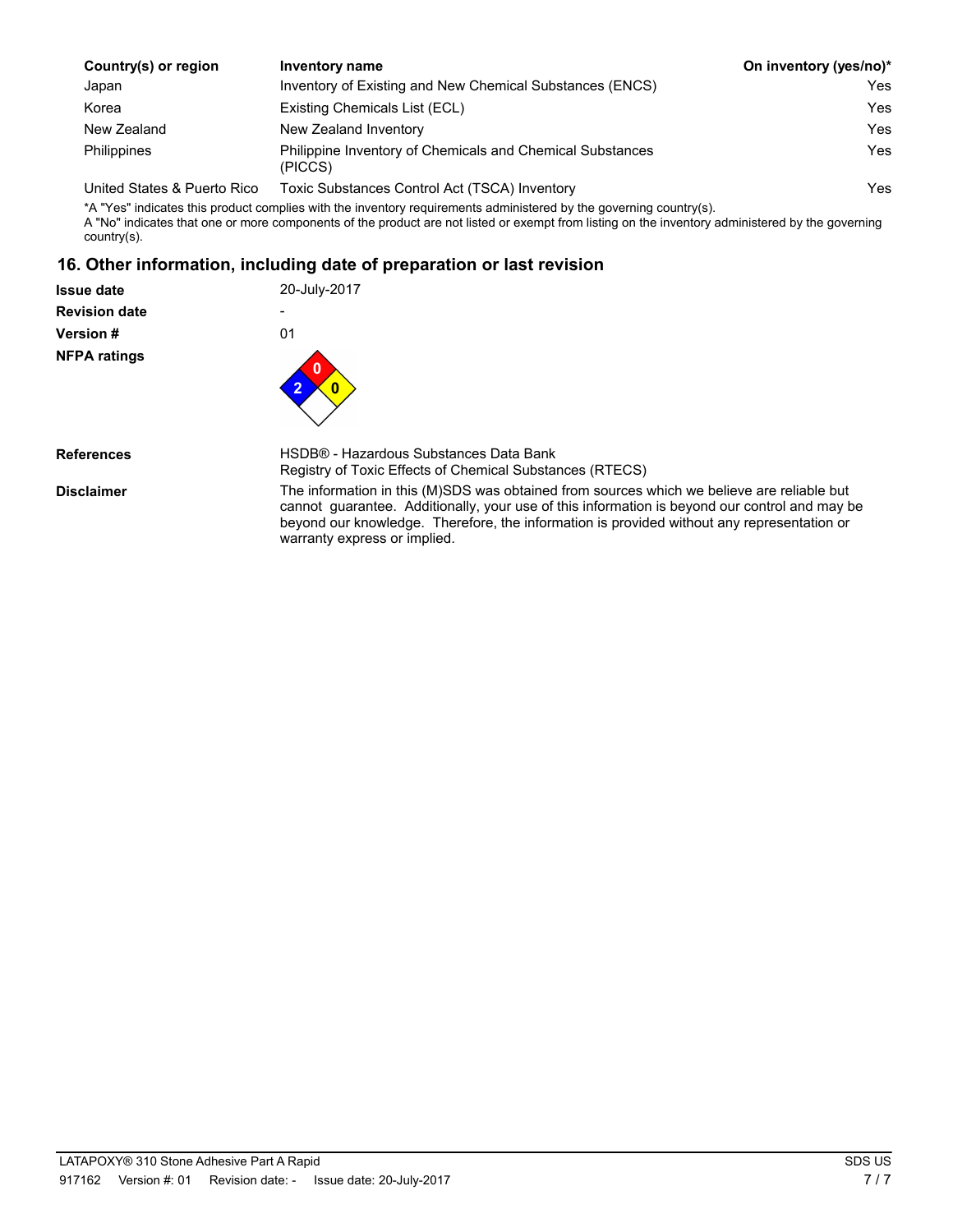| Country(s) or region | Inventory name | On inventory (yes/no)* |
|---|---|---|
| Japan | Inventory of Existing and New Chemical Substances (ENCS) | Yes |
| Korea | Existing Chemicals List (ECL) | Yes |
| New Zealand | New Zealand Inventory | Yes |
| Philippines | Philippine Inventory of Chemicals and Chemical Substances (PICCS) | Yes |
| United States & Puerto Rico | Toxic Substances Control Act (TSCA) Inventory | Yes |

*A "Yes" indicates this product complies with the inventory requirements administered by the governing country(s).
A "No" indicates that one or more components of the product are not listed or exempt from listing on the inventory administered by the governing country(s).

## 16. Other information, including date of preparation or last revision

**Issue date** 20-July-2017

**Revision date** -

**Version #** 01

**NFPA ratings**

0
2 0

**References** HSDB® - Hazardous Substances Data Bank
Registry of Toxic Effects of Chemical Substances (RTECS)

**Disclaimer** The information in this (M)SDS was obtained from sources which we believe are reliable but cannot guarantee. Additionally, your use of this information is beyond our control and may be beyond our knowledge. Therefore, the information is provided without any representation or warranty express or implied.